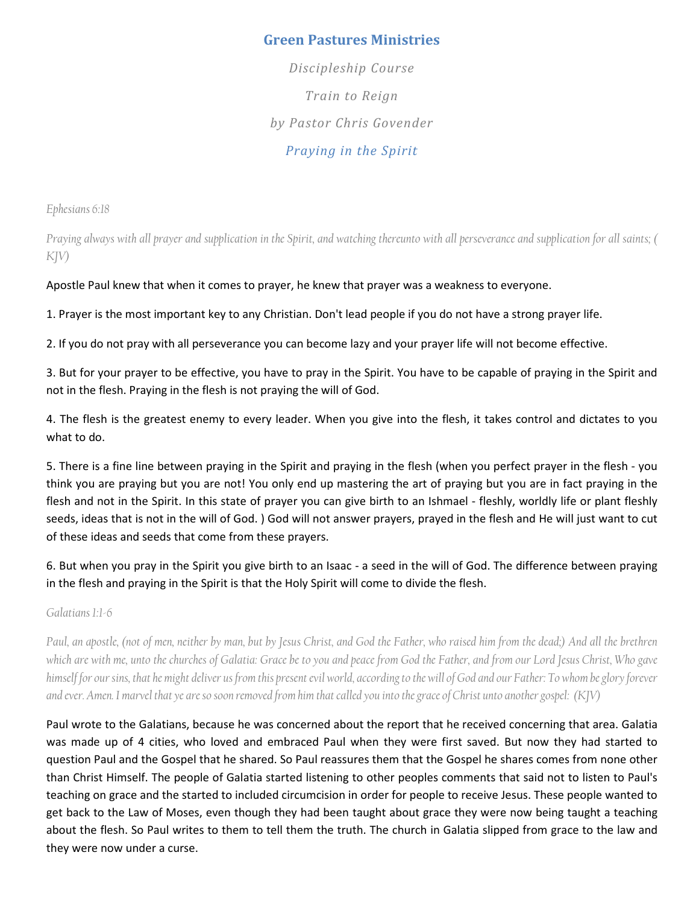# Green Pastures Ministries

*Discipleship Course*

*Train to Reign*

*by Pastor Chris Govender*

## *Praying in the Spirit*

*Ephesians 6:18*

*Praying always with all prayer and supplication in the Spirit, and watching thereunto with all perseverance and supplication for all saints; ( KJV)*

Apostle Paul knew that when it comes to prayer, he knew that prayer was a weakness to everyone.

1. Prayer is the most important key to any Christian. Don't lead people if you do not have a strong prayer life.

2. If you do not pray with all perseverance you can become lazy and your prayer life will not become effective.

3. But for your prayer to be effective, you have to pray in the Spirit. You have to be capable of praying in the Spirit and not in the flesh. Praying in the flesh is not praying the will of God.

4. The flesh is the greatest enemy to every leader. When you give into the flesh, it takes control and dictates to you what to do.

5. There is a fine line between praying in the Spirit and praying in the flesh (when you perfect prayer in the flesh - you think you are praying but you are not! You only end up mastering the art of praying but you are in fact praying in the flesh and not in the Spirit. In this state of prayer you can give birth to an Ishmael - fleshly, worldly life or plant fleshly seeds, ideas that is not in the will of God. ) God will not answer prayers, prayed in the flesh and He will just want to cut of these ideas and seeds that come from these prayers.

6. But when you pray in the Spirit you give birth to an Isaac - a seed in the will of God. The difference between praying in the flesh and praying in the Spirit is that the Holy Spirit will come to divide the flesh.

*Galatians 1:1-6*

*Paul, an apostle, (not of men, neither by man, but by Jesus Christ, and God the Father, who raised him from the dead;) And all the brethren which are with me, unto the churches of Galatia: Grace be to you and peace from God the Father, and from our Lord Jesus Christ, Who gave himself for our sins, that he might deliver us from this present evil world, according to the will of God and our Father: To whom be glory forever and ever. Amen. I marvel that ye are so soon removed from him that called you into the grace of Christ unto another gospel: (KJV)*

Paul wrote to the Galatians, because he was concerned about the report that he received concerning that area. Galatia was made up of 4 cities, who loved and embraced Paul when they were first saved. But now they had started to question Paul and the Gospel that he shared. So Paul reassures them that the Gospel he shares comes from none other than Christ Himself. The people of Galatia started listening to other peoples comments that said not to listen to Paul's teaching on grace and the started to included circumcision in order for people to receive Jesus. These people wanted to get back to the Law of Moses, even though they had been taught about grace they were now being taught a teaching about the flesh. So Paul writes to them to tell them the truth. The church in Galatia slipped from grace to the law and they were now under a curse.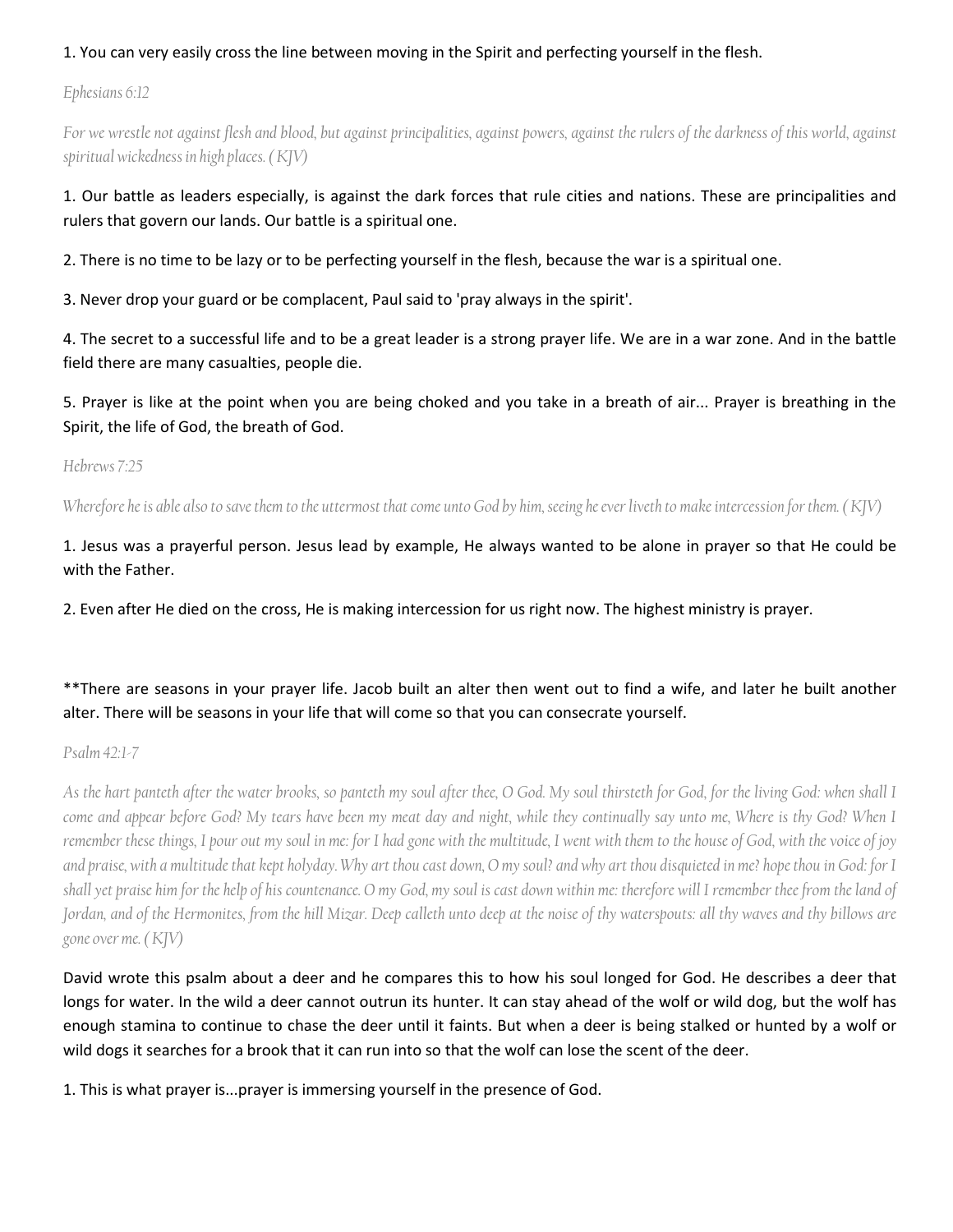1. You can very easily cross the line between moving in the Spirit and perfecting yourself in the flesh.

*Ephesians 6:12*

*For we wrestle not against flesh and blood, but against principalities, against powers, against the rulers of the darkness of this world, against spiritual wickedness in high places. (KJV)*

1. Our battle as leaders especially, is against the dark forces that rule cities and nations. These are principalities and rulers that govern our lands. Our battle is a spiritual one.

2. There is no time to be lazy or to be perfecting yourself in the flesh, because the war is a spiritual one.

3. Never drop your guard or be complacent, Paul said to 'pray always in the spirit'.

4. The secret to a successful life and to be a great leader is a strong prayer life. We are in a war zone. And in the battle field there are many casualties, people die.

5. Prayer is like at the point when you are being choked and you take in a breath of air... Prayer is breathing in the Spirit, the life of God, the breath of God.

*Hebrews 7:25*

*Wherefore he is able also to save them to the uttermost that come unto God by him, seeing he ever liveth to make intercession for them. (KJV)*

1. Jesus was a prayerful person. Jesus lead by example, He always wanted to be alone in prayer so that He could be with the Father.

2. Even after He died on the cross, He is making intercession for us right now. The highest ministry is prayer.

**There are seasons in your prayer life. Jacob built an alter then went out to find a wife, and later he built another alter. There will be seasons in your life that will come so that you can consecrate yourself.

*Psalm 42:1-7*

*As the hart panteth after the water brooks, so panteth my soul after thee, O God. My soul thirsteth for God, for the living God: when shall I come and appear before God? My tears have been my meat day and night, while they continually say unto me, Where is thy God? When I remember these things, I pour out my soul in me: for I had gone with the multitude, I went with them to the house of God, with the voice of joy and praise, with a multitude that kept holyday. Why art thou cast down, O my soul? and why art thou disquieted in me? hope thou in God: for I shall yet praise him for the help of his countenance. O my God, my soul is cast down within me: therefore will I remember thee from the land of Jordan, and of the Hermonites, from the hill Mizar. Deep calleth unto deep at the noise of thy waterspouts: all thy waves and thy billows are gone over me. (KJV)*

David wrote this psalm about a deer and he compares this to how his soul longed for God. He describes a deer that longs for water. In the wild a deer cannot outrun its hunter. It can stay ahead of the wolf or wild dog, but the wolf has enough stamina to continue to chase the deer until it faints. But when a deer is being stalked or hunted by a wolf or wild dogs it searches for a brook that it can run into so that the wolf can lose the scent of the deer.

1. This is what prayer is...prayer is immersing yourself in the presence of God.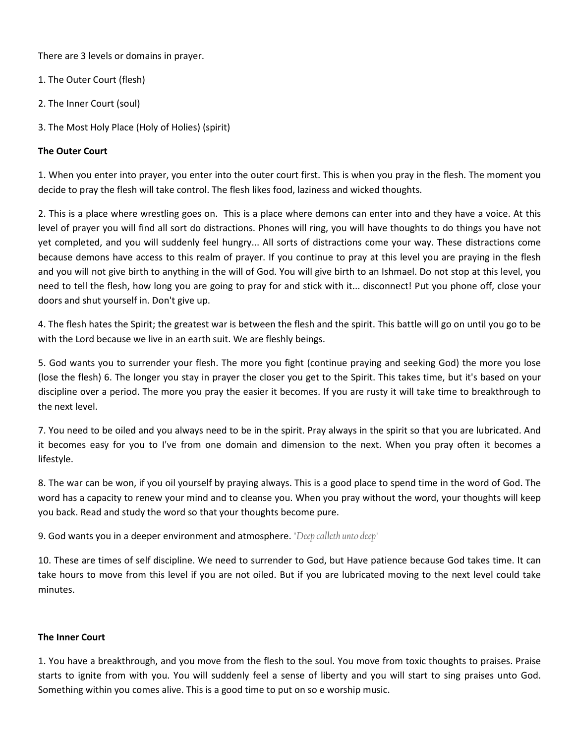There are 3 levels or domains in prayer.

1. The Outer Court (flesh)

2. The Inner Court (soul)

3. The Most Holy Place (Holy of Holies) (spirit)

**The Outer Court**

1. When you enter into prayer, you enter into the outer court first. This is when you pray in the flesh. The moment you decide to pray the flesh will take control. The flesh likes food, laziness and wicked thoughts.

2. This is a place where wrestling goes on. This is a place where demons can enter into and they have a voice. At this level of prayer you will find all sort do distractions. Phones will ring, you will have thoughts to do things you have not yet completed, and you will suddenly feel hungry... All sorts of distractions come your way. These distractions come because demons have access to this realm of prayer. If you continue to pray at this level you are praying in the flesh and you will not give birth to anything in the will of God. You will give birth to an Ishmael. Do not stop at this level, you need to tell the flesh, how long you are going to pray for and stick with it... disconnect! Put you phone off, close your doors and shut yourself in. Don't give up.

4. The flesh hates the Spirit; the greatest war is between the flesh and the spirit. This battle will go on until you go to be with the Lord because we live in an earth suit. We are fleshly beings.

5. God wants you to surrender your flesh. The more you fight (continue praying and seeking God) the more you lose (lose the flesh) 6. The longer you stay in prayer the closer you get to the Spirit. This takes time, but it's based on your discipline over a period. The more you pray the easier it becomes. If you are rusty it will take time to breakthrough to the next level.

7. You need to be oiled and you always need to be in the spirit. Pray always in the spirit so that you are lubricated. And it becomes easy for you to I've from one domain and dimension to the next. When you pray often it becomes a lifestyle.

8. The war can be won, if you oil yourself by praying always. This is a good place to spend time in the word of God. The word has a capacity to renew your mind and to cleanse you. When you pray without the word, your thoughts will keep you back. Read and study the word so that your thoughts become pure.

9. God wants you in a deeper environment and atmosphere. *"Deep calleth unto deep"*

10. These are times of self discipline. We need to surrender to God, but Have patience because God takes time. It can take hours to move from this level if you are not oiled. But if you are lubricated moving to the next level could take minutes.

**The Inner Court**

1. You have a breakthrough, and you move from the flesh to the soul. You move from toxic thoughts to praises. Praise starts to ignite from with you. You will suddenly feel a sense of liberty and you will start to sing praises unto God. Something within you comes alive. This is a good time to put on so e worship music.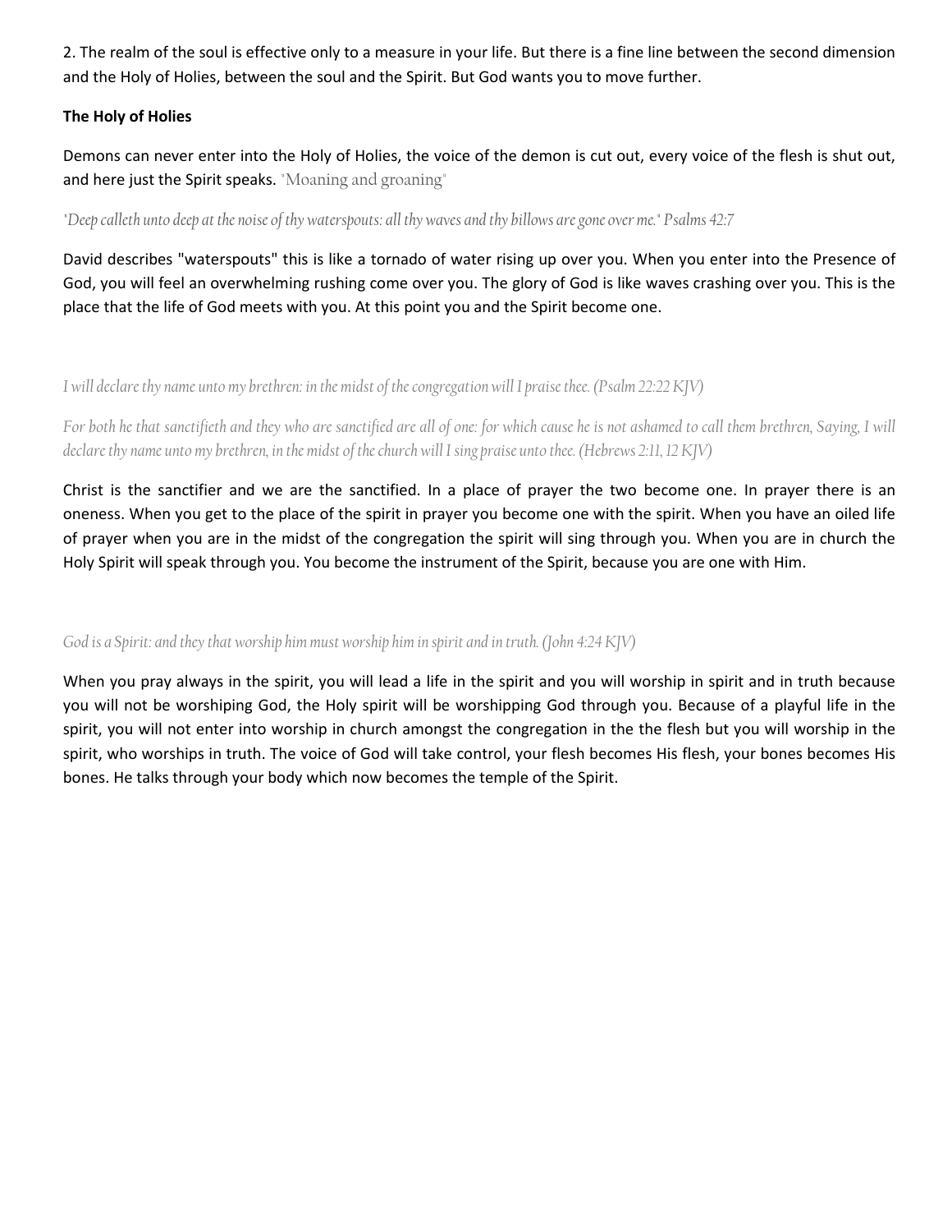2. The realm of the soul is effective only to a measure in your life. But there is a fine line between the second dimension and the Holy of Holies, between the soul and the Spirit. But God wants you to move further.

**The Holy of Holies**

Demons can never enter into the Holy of Holies, the voice of the demon is cut out, every voice of the flesh is shut out, and here just the Spirit speaks. "Moaning and groaning"

*"Deep calleth unto deep at the noise of thy waterspouts: all thy waves and thy billows are gone over me." Psalms 42:7*

David describes "waterspouts" this is like a tornado of water rising up over you. When you enter into the Presence of God, you will feel an overwhelming rushing come over you. The glory of God is like waves crashing over you. This is the place that the life of God meets with you. At this point you and the Spirit become one.

*I will declare thy name unto my brethren: in the midst of the congregation will I praise thee. (Psalm 22:22 KJV)*

*For both he that sanctifieth and they who are sanctified are all of one: for which cause he is not ashamed to call them brethren, Saying, I will declare thy name unto my brethren, in the midst of the church will I sing praise unto thee. (Hebrews 2:11, 12 KJV)*

Christ is the sanctifier and we are the sanctified. In a place of prayer the two become one. In prayer there is an oneness. When you get to the place of the spirit in prayer you become one with the spirit. When you have an oiled life of prayer when you are in the midst of the congregation the spirit will sing through you. When you are in church the Holy Spirit will speak through you. You become the instrument of the Spirit, because you are one with Him.

*God is a Spirit: and they that worship him must worship him in spirit and in truth. (John 4:24 KJV)*

When you pray always in the spirit, you will lead a life in the spirit and you will worship in spirit and in truth because you will not be worshiping God, the Holy spirit will be worshipping God through you. Because of a playful life in the spirit, you will not enter into worship in church amongst the congregation in the the flesh but you will worship in the spirit, who worships in truth. The voice of God will take control, your flesh becomes His flesh, your bones becomes His bones. He talks through your body which now becomes the temple of the Spirit.